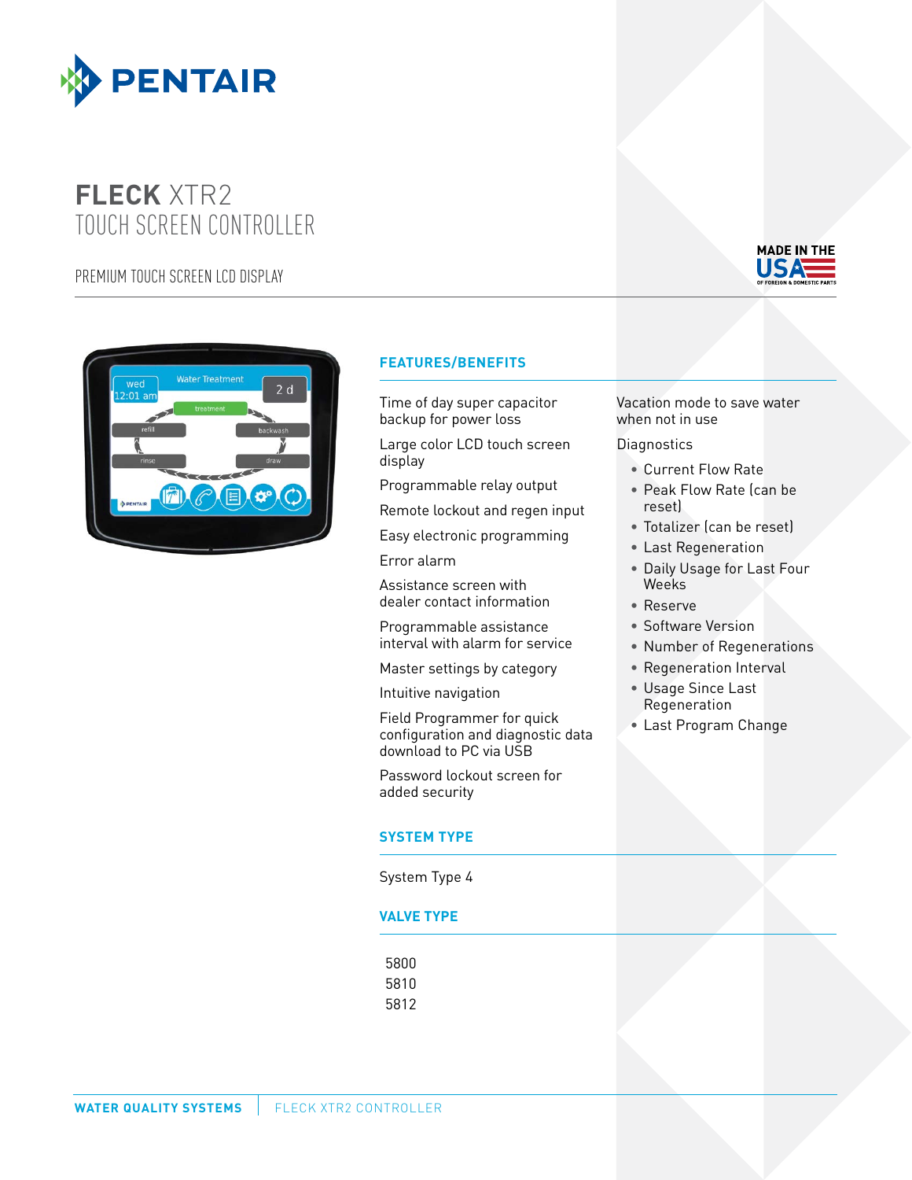# PENTAIR

# FLECK XTR2
## TOUCH SCREEN CONTROLLER

PREMIUM TOUCH SCREEN LCD DISPLAY

MADE IN THE USA OF FOREIGN & DOMESTIC PARTS

### FEATURES/BENEFITS

Time of day super capacitor backup for power loss

Large color LCD touch screen display

Programmable relay output

Remote lockout and regen input

Easy electronic programming

Error alarm

Assistance screen with dealer contact information

Programmable assistance interval with alarm for service

Master settings by category

Intuitive navigation

Field Programmer for quick configuration and diagnostic data download to PC via USB

Password lockout screen for added security

Vacation mode to save water when not in use

Diagnostics

- Current Flow Rate
- Peak Flow Rate (can be reset)
- Totalizer (can be reset)
- Last Regeneration
- Daily Usage for Last Four Weeks
- Reserve
- Software Version
- Number of Regenerations
- Regeneration Interval
- Usage Since Last Regeneration
- Last Program Change

### SYSTEM TYPE

System Type 4

### VALVE TYPE

5800
5810
5812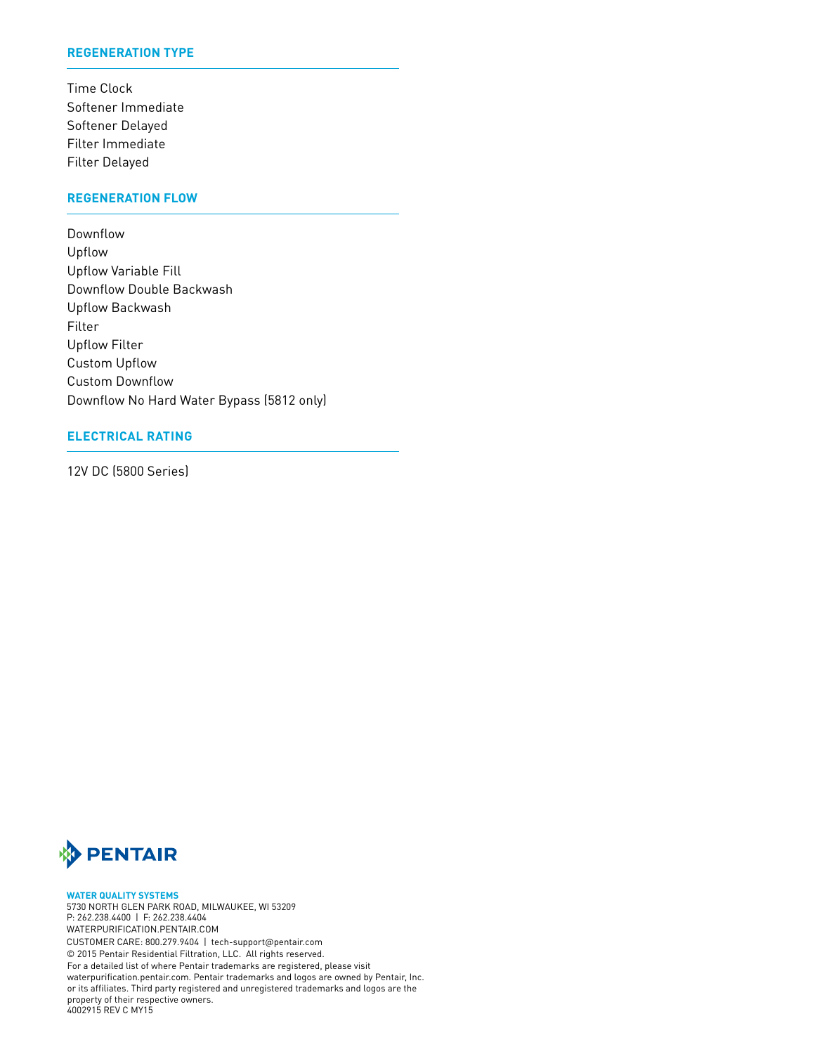## REGENERATION TYPE

Time Clock
Softener Immediate
Softener Delayed
Filter Immediate
Filter Delayed

## REGENERATION FLOW

Downflow
Upflow
Upflow Variable Fill
Downflow Double Backwash
Upflow Backwash
Filter
Upflow Filter
Custom Upflow
Custom Downflow
Downflow No Hard Water Bypass (5812 only)

## ELECTRICAL RATING

12V DC (5800 Series)

PENTAIR

**WATER QUALITY SYSTEMS**
5730 NORTH GLEN PARK ROAD, MILWAUKEE, WI 53209
P: 262.238.4400 | F: 262.238.4404
WATERPURIFICATION.PENTAIR.COM
CUSTOMER CARE: 800.279.9404 | tech-support@pentair.com
© 2015 Pentair Residential Filtration, LLC. All rights reserved.
For a detailed list of where Pentair trademarks are registered, please visit waterpurification.pentair.com. Pentair trademarks and logos are owned by Pentair, Inc. or its affiliates. Third party registered and unregistered trademarks and logos are the property of their respective owners.
4002915 REV C MY15